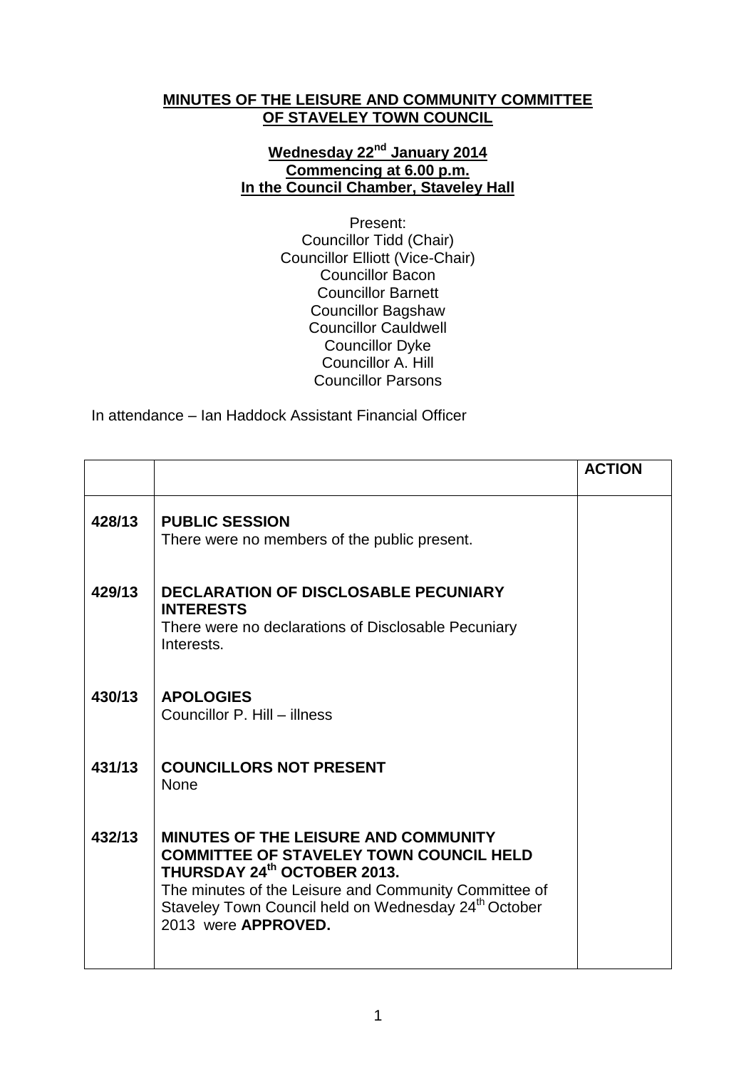**MINUTES OF THE LEISURE AND COMMUNITY COMMITTEE OF STAVELEY TOWN COUNCIL**

**Wednesday 22nd January 2014**
**Commencing at 6.00 p.m.**
**In the Council Chamber, Staveley Hall**

Present:
Councillor Tidd (Chair)
Councillor Elliott (Vice-Chair)
Councillor Bacon
Councillor Barnett
Councillor Bagshaw
Councillor Cauldwell
Councillor Dyke
Councillor A. Hill
Councillor Parsons

In attendance – Ian Haddock Assistant Financial Officer

| | | **ACTION** |
|---|---|---|
| **428/13** | **PUBLIC SESSION**<br>There were no members of the public present. | |
| **429/13** | **DECLARATION OF DISCLOSABLE PECUNIARY INTERESTS**<br>There were no declarations of Disclosable Pecuniary Interests. | |
| **430/13** | **APOLOGIES**<br>Councillor P. Hill – illness | |
| **431/13** | **COUNCILLORS NOT PRESENT**<br>None | |
| **432/13** | **MINUTES OF THE LEISURE AND COMMUNITY COMMITTEE OF STAVELEY TOWN COUNCIL HELD THURSDAY 24th OCTOBER 2013.**<br>The minutes of the Leisure and Community Committee of Staveley Town Council held on Wednesday 24th October 2013 were **APPROVED.** | |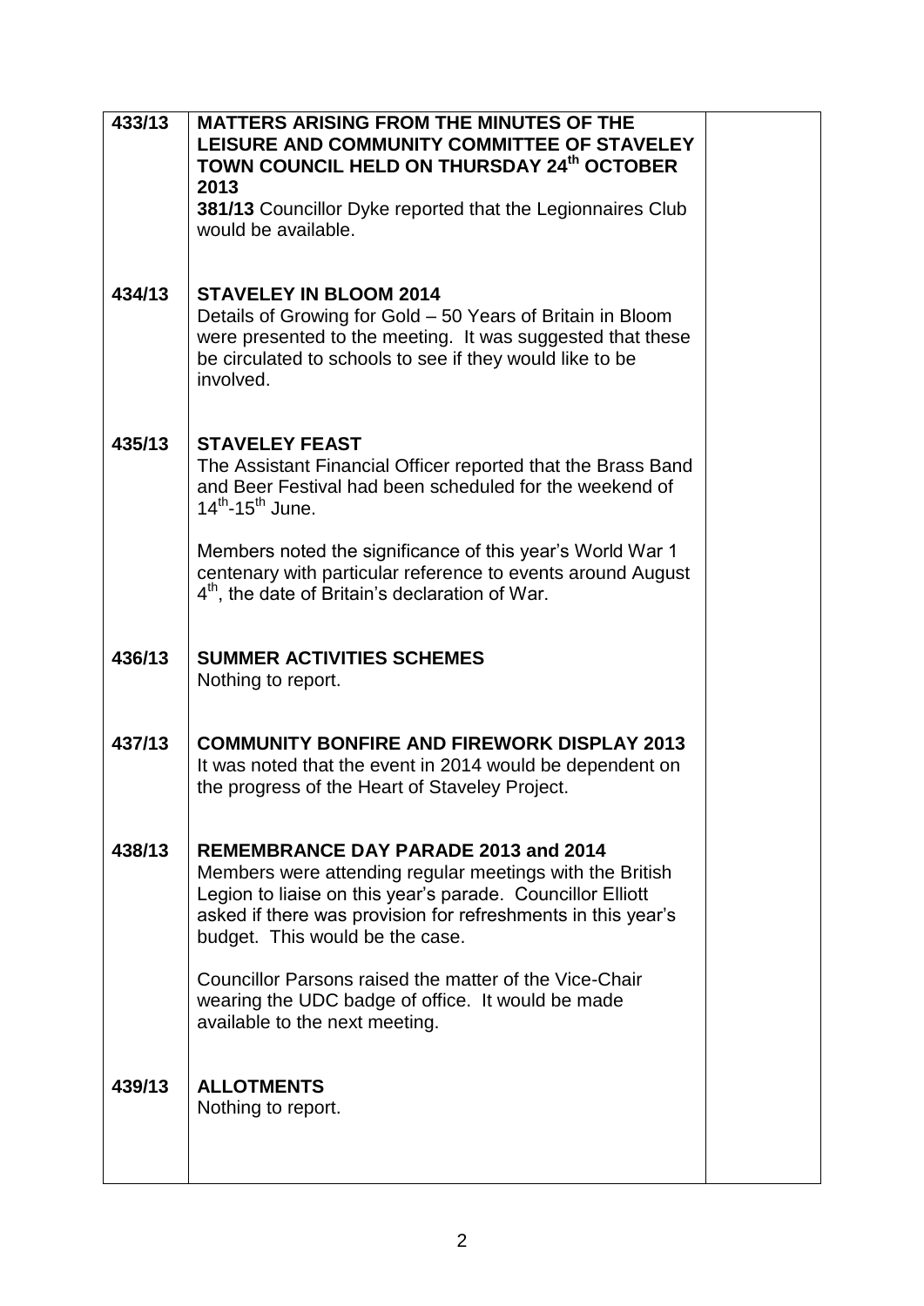| | | |
|---|---|---|
| 433/13 | **MATTERS ARISING FROM THE MINUTES OF THE LEISURE AND COMMUNITY COMMITTEE OF STAVELEY TOWN COUNCIL HELD ON THURSDAY 24th OCTOBER 2013**<br>**381/13** Councillor Dyke reported that the Legionnaires Club would be available. | |
| 434/13 | **STAVELEY IN BLOOM 2014**<br>Details of Growing for Gold – 50 Years of Britain in Bloom were presented to the meeting. It was suggested that these be circulated to schools to see if they would like to be involved. | |
| 435/13 | **STAVELEY FEAST**<br>The Assistant Financial Officer reported that the Brass Band and Beer Festival had been scheduled for the weekend of 14th-15th June.<br><br>Members noted the significance of this year's World War 1 centenary with particular reference to events around August 4th, the date of Britain's declaration of War. | |
| 436/13 | **SUMMER ACTIVITIES SCHEMES**<br>Nothing to report. | |
| 437/13 | **COMMUNITY BONFIRE AND FIREWORK DISPLAY 2013**<br>It was noted that the event in 2014 would be dependent on the progress of the Heart of Staveley Project. | |
| 438/13 | **REMEMBRANCE DAY PARADE 2013 and 2014**<br>Members were attending regular meetings with the British Legion to liaise on this year's parade. Councillor Elliott asked if there was provision for refreshments in this year's budget. This would be the case.<br><br>Councillor Parsons raised the matter of the Vice-Chair wearing the UDC badge of office. It would be made available to the next meeting. | |
| 439/13 | **ALLOTMENTS**<br>Nothing to report. | |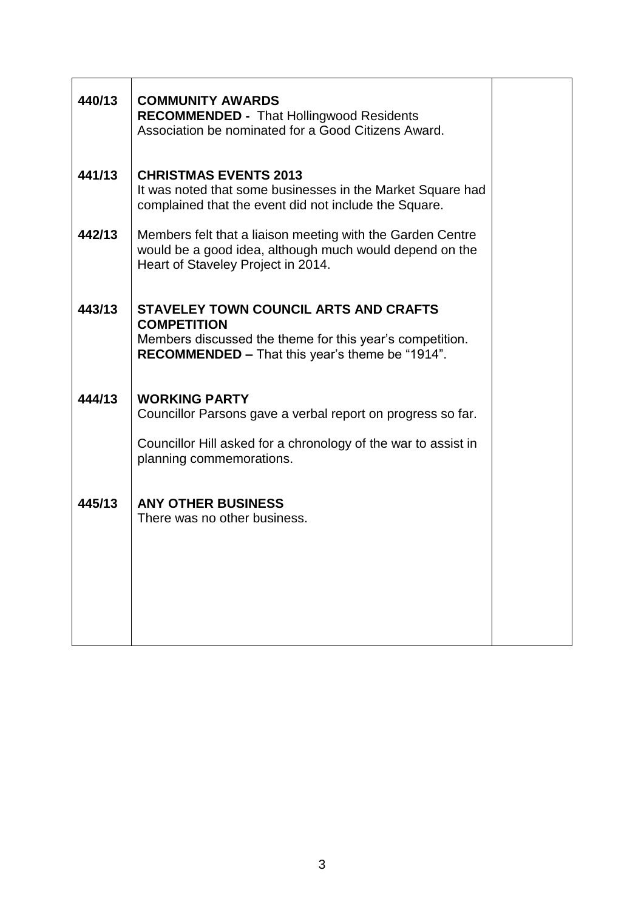| | | |
|---|---|---|
| 440/13 | **COMMUNITY AWARDS**<br>**RECOMMENDED -** That Hollingwood Residents Association be nominated for a Good Citizens Award. | |
| 441/13 | **CHRISTMAS EVENTS 2013**<br>It was noted that some businesses in the Market Square had complained that the event did not include the Square. | |
| 442/13 | Members felt that a liaison meeting with the Garden Centre would be a good idea, although much would depend on the Heart of Staveley Project in 2014. | |
| 443/13 | **STAVELEY TOWN COUNCIL ARTS AND CRAFTS COMPETITION**<br>Members discussed the theme for this year's competition.<br>**RECOMMENDED –** That this year's theme be "1914". | |
| 444/13 | **WORKING PARTY**<br>Councillor Parsons gave a verbal report on progress so far.<br><br>Councillor Hill asked for a chronology of the war to assist in planning commemorations. | |
| 445/13 | **ANY OTHER BUSINESS**<br>There was no other business. | |